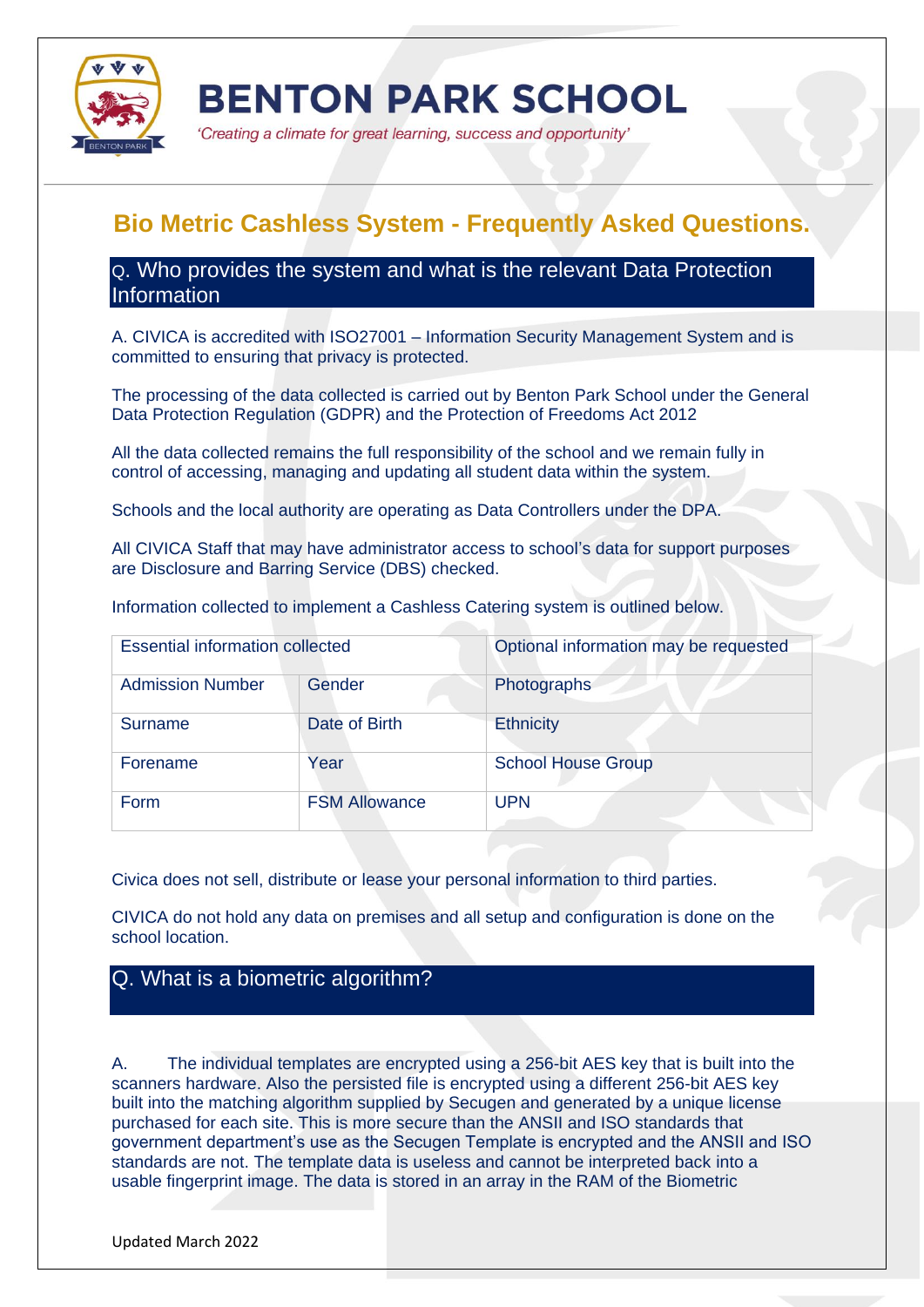# BENTON PARK SCHOOL

*'Creating a climate for great learning, success and opportunity'*

## Bio Metric Cashless System - Frequently Asked Questions.

### Q. Who provides the system and what is the relevant Data Protection Information

A. CIVICA is accredited with ISO27001 – Information Security Management System and is committed to ensuring that privacy is protected.

The processing of the data collected is carried out by Benton Park School under the General Data Protection Regulation (GDPR) and the Protection of Freedoms Act 2012

All the data collected remains the full responsibility of the school and we remain fully in control of accessing, managing and updating all student data within the system.

Schools and the local authority are operating as Data Controllers under the DPA.

All CIVICA Staff that may have administrator access to school's data for support purposes are Disclosure and Barring Service (DBS) checked.

Information collected to implement a Cashless Catering system is outlined below.

| Essential information collected | | Optional information may be requested |
|---|---|---|
| Admission Number | Gender | Photographs |
| Surname | Date of Birth | Ethnicity |
| Forename | Year | School House Group |
| Form | FSM Allowance | UPN |

Civica does not sell, distribute or lease your personal information to third parties.

CIVICA do not hold any data on premises and all setup and configuration is done on the school location.

### Q. What is a biometric algorithm?

A. The individual templates are encrypted using a 256-bit AES key that is built into the scanners hardware. Also the persisted file is encrypted using a different 256-bit AES key built into the matching algorithm supplied by Secugen and generated by a unique license purchased for each site. This is more secure than the ANSII and ISO standards that government department's use as the Secugen Template is encrypted and the ANSII and ISO standards are not. The template data is useless and cannot be interpreted back into a usable fingerprint image. The data is stored in an array in the RAM of the Biometric

Updated March 2022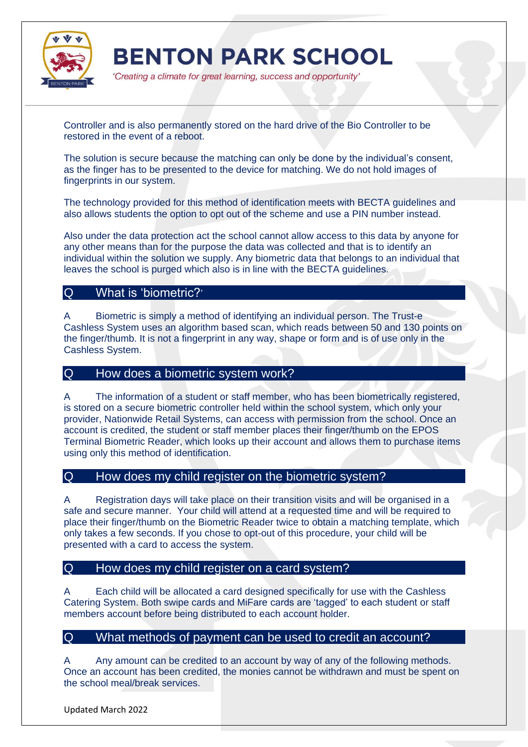Controller and is also permanently stored on the hard drive of the Bio Controller to be restored in the event of a reboot.

The solution is secure because the matching can only be done by the individual's consent, as the finger has to be presented to the device for matching. We do not hold images of fingerprints in our system.

The technology provided for this method of identification meets with BECTA guidelines and also allows students the option to opt out of the scheme and use a PIN number instead.

Also under the data protection act the school cannot allow access to this data by anyone for any other means than for the purpose the data was collected and that is to identify an individual within the solution we supply. Any biometric data that belongs to an individual that leaves the school is purged which also is in line with the BECTA guidelines.

## Q What is 'biometric?'

A Biometric is simply a method of identifying an individual person. The Trust-e Cashless System uses an algorithm based scan, which reads between 50 and 130 points on the finger/thumb. It is not a fingerprint in any way, shape or form and is of use only in the Cashless System.

## Q How does a biometric system work?

A The information of a student or staff member, who has been biometrically registered, is stored on a secure biometric controller held within the school system, which only your provider, Nationwide Retail Systems, can access with permission from the school. Once an account is credited, the student or staff member places their finger/thumb on the EPOS Terminal Biometric Reader, which looks up their account and allows them to purchase items using only this method of identification.

## Q How does my child register on the biometric system?

A Registration days will take place on their transition visits and will be organised in a safe and secure manner. Your child will attend at a requested time and will be required to place their finger/thumb on the Biometric Reader twice to obtain a matching template, which only takes a few seconds. If you chose to opt-out of this procedure, your child will be presented with a card to access the system.

## Q How does my child register on a card system?

A Each child will be allocated a card designed specifically for use with the Cashless Catering System. Both swipe cards and MiFare cards are 'tagged' to each student or staff members account before being distributed to each account holder.

## Q What methods of payment can be used to credit an account?

A Any amount can be credited to an account by way of any of the following methods. Once an account has been credited, the monies cannot be withdrawn and must be spent on the school meal/break services.

Updated March 2022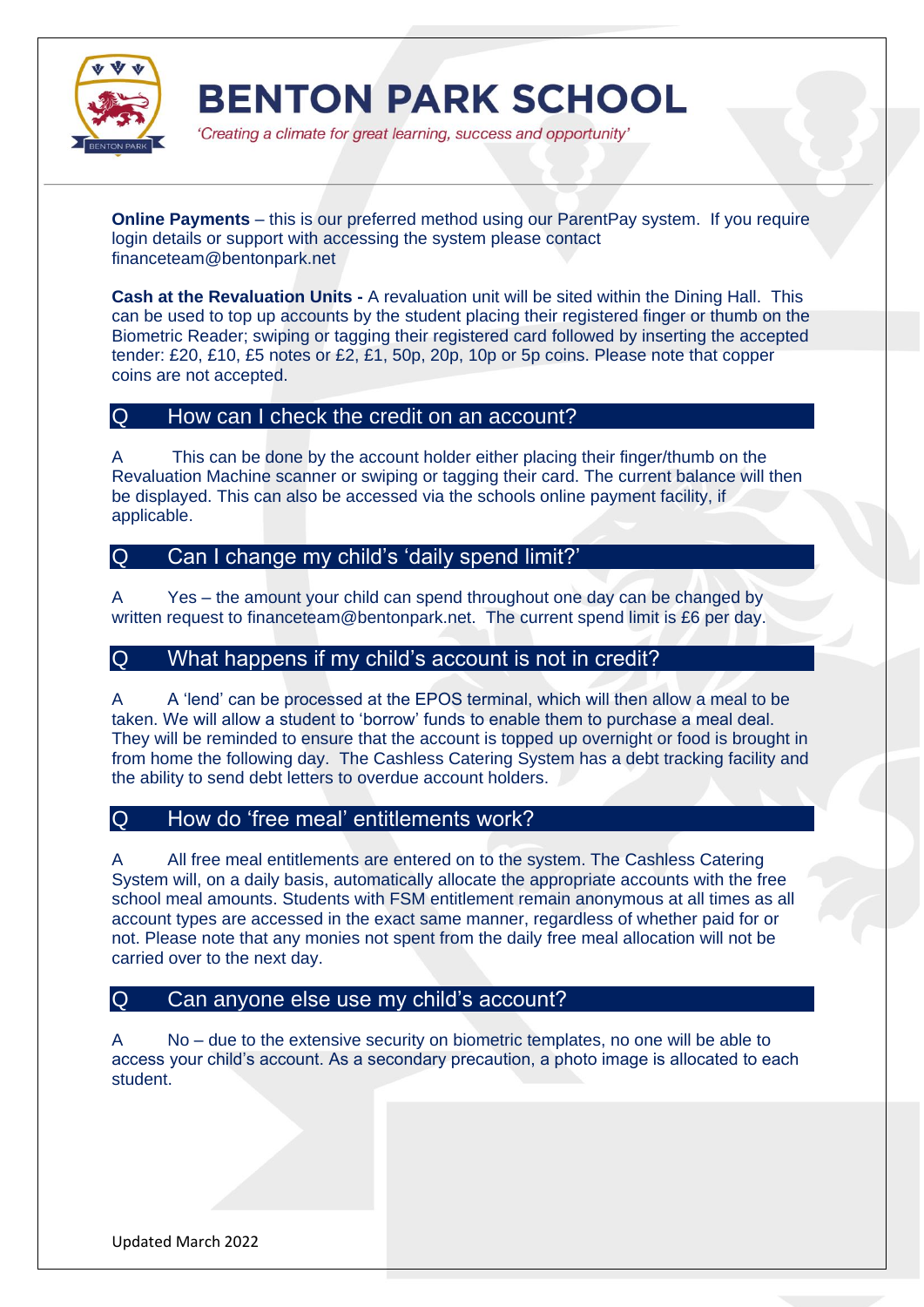**Online Payments** – this is our preferred method using our ParentPay system. If you require login details or support with accessing the system please contact financeteam@bentonpark.net

**Cash at the Revaluation Units -** A revaluation unit will be sited within the Dining Hall. This can be used to top up accounts by the student placing their registered finger or thumb on the Biometric Reader; swiping or tagging their registered card followed by inserting the accepted tender: £20, £10, £5 notes or £2, £1, 50p, 20p, 10p or 5p coins. Please note that copper coins are not accepted.

## Q How can I check the credit on an account?

A This can be done by the account holder either placing their finger/thumb on the Revaluation Machine scanner or swiping or tagging their card. The current balance will then be displayed. This can also be accessed via the schools online payment facility, if applicable.

## Q Can I change my child's 'daily spend limit?'

A Yes – the amount your child can spend throughout one day can be changed by written request to financeteam@bentonpark.net. The current spend limit is £6 per day.

## Q What happens if my child's account is not in credit?

A A 'lend' can be processed at the EPOS terminal, which will then allow a meal to be taken. We will allow a student to 'borrow' funds to enable them to purchase a meal deal. They will be reminded to ensure that the account is topped up overnight or food is brought in from home the following day. The Cashless Catering System has a debt tracking facility and the ability to send debt letters to overdue account holders.

## Q How do 'free meal' entitlements work?

A All free meal entitlements are entered on to the system. The Cashless Catering System will, on a daily basis, automatically allocate the appropriate accounts with the free school meal amounts. Students with FSM entitlement remain anonymous at all times as all account types are accessed in the exact same manner, regardless of whether paid for or not. Please note that any monies not spent from the daily free meal allocation will not be carried over to the next day.

## Q Can anyone else use my child's account?

A No – due to the extensive security on biometric templates, no one will be able to access your child's account. As a secondary precaution, a photo image is allocated to each student.

Updated March 2022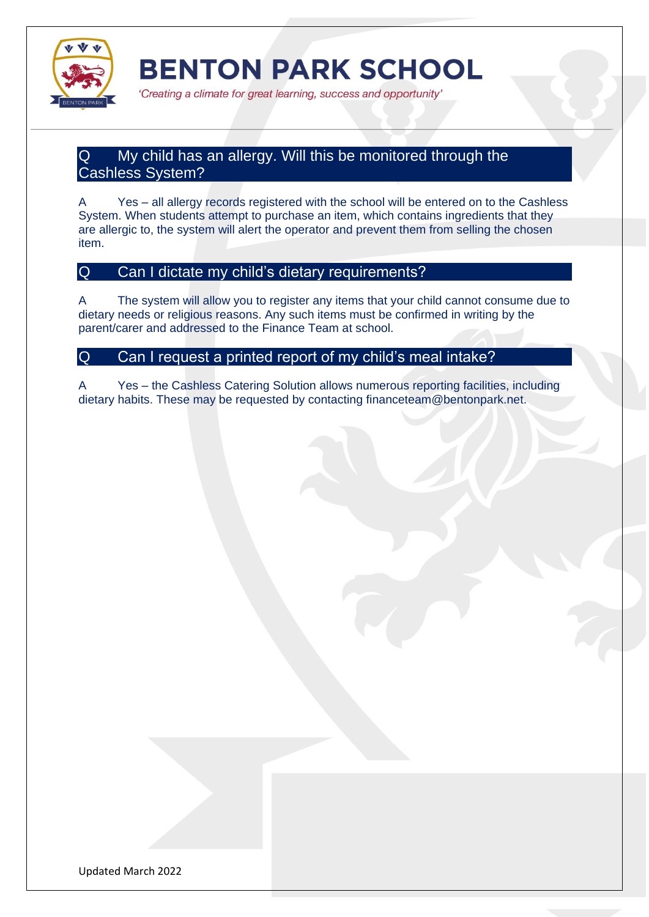## Q My child has an allergy. Will this be monitored through the Cashless System?

A Yes – all allergy records registered with the school will be entered on to the Cashless System. When students attempt to purchase an item, which contains ingredients that they are allergic to, the system will alert the operator and prevent them from selling the chosen item.

## Q Can I dictate my child's dietary requirements?

A The system will allow you to register any items that your child cannot consume due to dietary needs or religious reasons. Any such items must be confirmed in writing by the parent/carer and addressed to the Finance Team at school.

## Q Can I request a printed report of my child's meal intake?

A Yes – the Cashless Catering Solution allows numerous reporting facilities, including dietary habits. These may be requested by contacting financeteam@bentonpark.net.

Updated March 2022